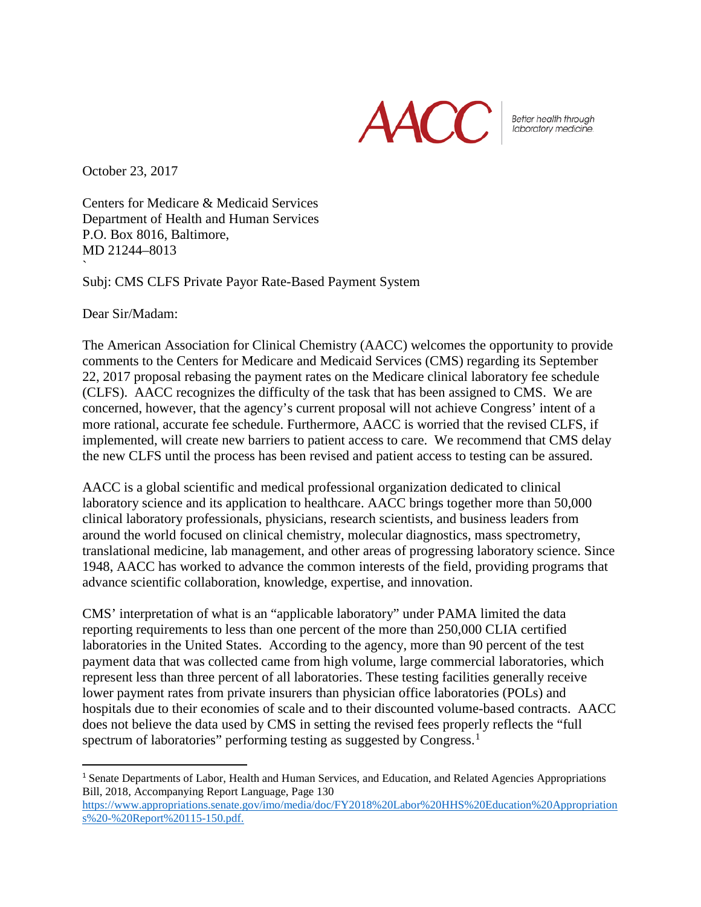AACC | Better health through laboratory medicine.

October 23, 2017

Centers for Medicare & Medicaid Services
Department of Health and Human Services
P.O. Box 8016, Baltimore,
MD 21244–8013
`
Subj: CMS CLFS Private Payor Rate-Based Payment System

Dear Sir/Madam:

The American Association for Clinical Chemistry (AACC) welcomes the opportunity to provide comments to the Centers for Medicare and Medicaid Services (CMS) regarding its September 22, 2017 proposal rebasing the payment rates on the Medicare clinical laboratory fee schedule (CLFS). AACC recognizes the difficulty of the task that has been assigned to CMS. We are concerned, however, that the agency's current proposal will not achieve Congress' intent of a more rational, accurate fee schedule. Furthermore, AACC is worried that the revised CLFS, if implemented, will create new barriers to patient access to care. We recommend that CMS delay the new CLFS until the process has been revised and patient access to testing can be assured.

AACC is a global scientific and medical professional organization dedicated to clinical laboratory science and its application to healthcare. AACC brings together more than 50,000 clinical laboratory professionals, physicians, research scientists, and business leaders from around the world focused on clinical chemistry, molecular diagnostics, mass spectrometry, translational medicine, lab management, and other areas of progressing laboratory science. Since 1948, AACC has worked to advance the common interests of the field, providing programs that advance scientific collaboration, knowledge, expertise, and innovation.

CMS' interpretation of what is an "applicable laboratory" under PAMA limited the data reporting requirements to less than one percent of the more than 250,000 CLIA certified laboratories in the United States. According to the agency, more than 90 percent of the test payment data that was collected came from high volume, large commercial laboratories, which represent less than three percent of all laboratories. These testing facilities generally receive lower payment rates from private insurers than physician office laboratories (POLs) and hospitals due to their economies of scale and to their discounted volume-based contracts. AACC does not believe the data used by CMS in setting the revised fees properly reflects the "full spectrum of laboratories" performing testing as suggested by Congress.[1]

---

[1] Senate Departments of Labor, Health and Human Services, and Education, and Related Agencies Appropriations Bill, 2018, Accompanying Report Language, Page 130 https://www.appropriations.senate.gov/imo/media/doc/FY2018%20Labor%20HHS%20Education%20Appropriations%20-%20Report%20115-150.pdf.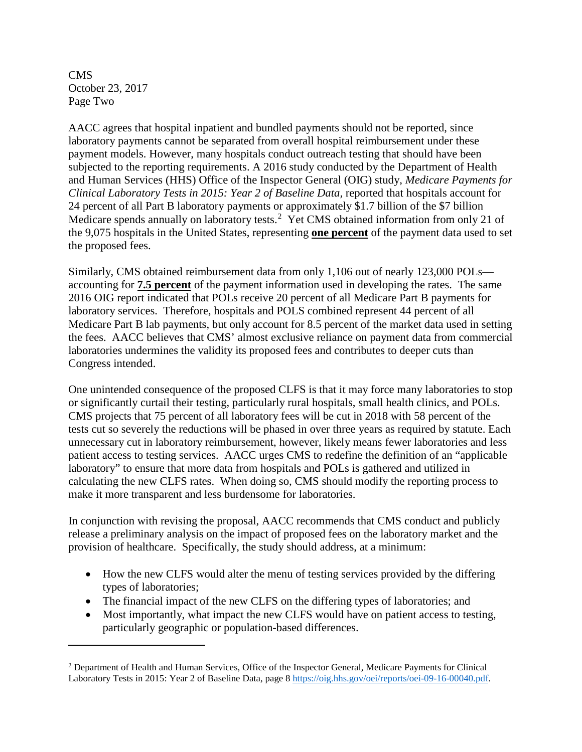AACC agrees that hospital inpatient and bundled payments should not be reported, since laboratory payments cannot be separated from overall hospital reimbursement under these payment models. However, many hospitals conduct outreach testing that should have been subjected to the reporting requirements. A 2016 study conducted by the Department of Health and Human Services (HHS) Office of the Inspector General (OIG) study, *Medicare Payments for Clinical Laboratory Tests in 2015: Year 2 of Baseline Data,* reported that hospitals account for 24 percent of all Part B laboratory payments or approximately $1.7 billion of the $7 billion Medicare spends annually on laboratory tests.[2] Yet CMS obtained information from only 21 of the 9,075 hospitals in the United States, representing **one percent** of the payment data used to set the proposed fees.

Similarly, CMS obtained reimbursement data from only 1,106 out of nearly 123,000 POLs—accounting for **7.5 percent** of the payment information used in developing the rates. The same 2016 OIG report indicated that POLs receive 20 percent of all Medicare Part B payments for laboratory services. Therefore, hospitals and POLS combined represent 44 percent of all Medicare Part B lab payments, but only account for 8.5 percent of the market data used in setting the fees. AACC believes that CMS' almost exclusive reliance on payment data from commercial laboratories undermines the validity its proposed fees and contributes to deeper cuts than Congress intended.

One unintended consequence of the proposed CLFS is that it may force many laboratories to stop or significantly curtail their testing, particularly rural hospitals, small health clinics, and POLs. CMS projects that 75 percent of all laboratory fees will be cut in 2018 with 58 percent of the tests cut so severely the reductions will be phased in over three years as required by statute. Each unnecessary cut in laboratory reimbursement, however, likely means fewer laboratories and less patient access to testing services. AACC urges CMS to redefine the definition of an "applicable laboratory" to ensure that more data from hospitals and POLs is gathered and utilized in calculating the new CLFS rates. When doing so, CMS should modify the reporting process to make it more transparent and less burdensome for laboratories.

In conjunction with revising the proposal, AACC recommends that CMS conduct and publicly release a preliminary analysis on the impact of proposed fees on the laboratory market and the provision of healthcare. Specifically, the study should address, at a minimum:

- How the new CLFS would alter the menu of testing services provided by the differing types of laboratories;
- The financial impact of the new CLFS on the differing types of laboratories; and
- Most importantly, what impact the new CLFS would have on patient access to testing, particularly geographic or population-based differences.

---

[2] Department of Health and Human Services, Office of the Inspector General, Medicare Payments for Clinical Laboratory Tests in 2015: Year 2 of Baseline Data, page 8 https://oig.hhs.gov/oei/reports/oei-09-16-00040.pdf.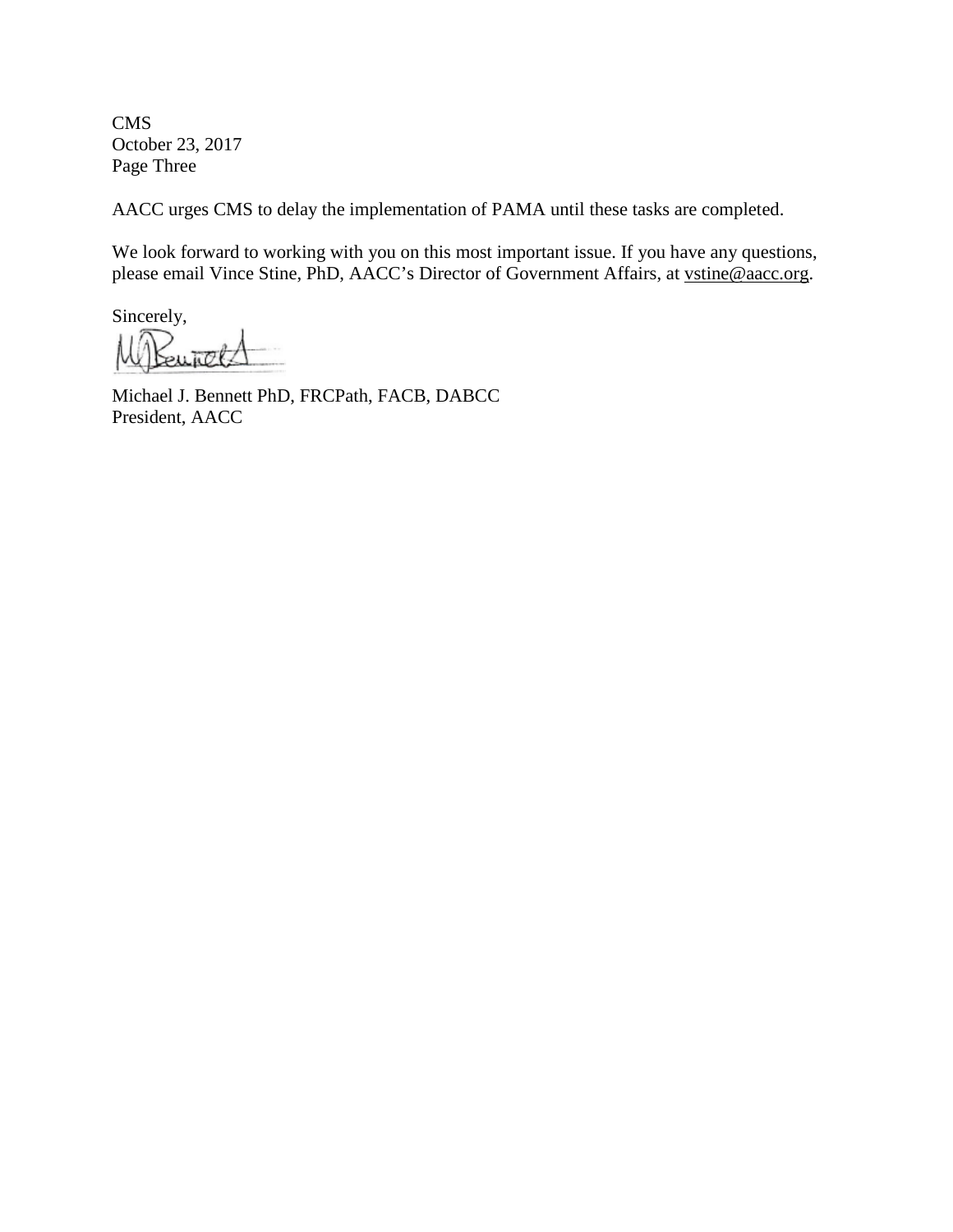AACC urges CMS to delay the implementation of PAMA until these tasks are completed.

We look forward to working with you on this most important issue. If you have any questions, please email Vince Stine, PhD, AACC's Director of Government Affairs, at vstine@aacc.org.

Sincerely,

Michael J. Bennett PhD, FRCPath, FACB, DABCC
President, AACC